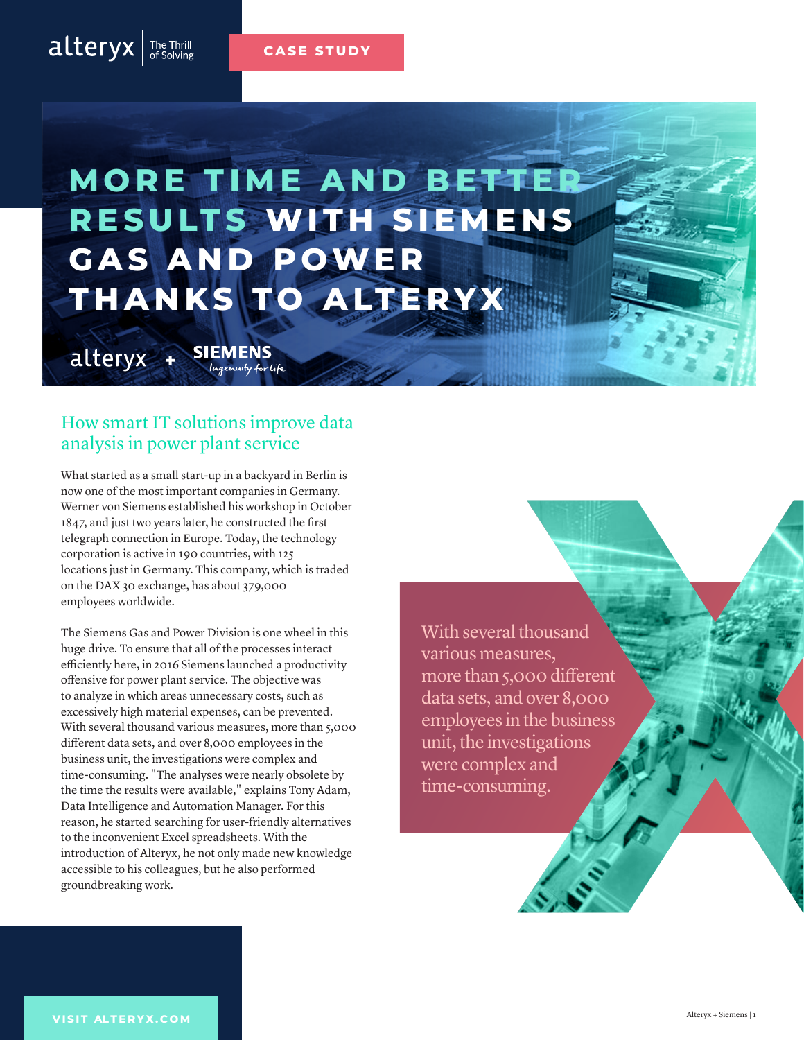CASE STUDY

# MORE TIME AND BETTER RESULTS WITH SIEMENS GAS AND POWER THANKS TO ALTERYX

## How smart IT solutions improve data analysis in power plant service

What started as a small start-up in a backyard in Berlin is now one of the most important companies in Germany. Werner von Siemens established his workshop in October 1847, and just two years later, he constructed the first telegraph connection in Europe. Today, the technology corporation is active in 190 countries, with 125 locations just in Germany. This company, which is traded on the DAX 30 exchange, has about 379,000 employees worldwide.

The Siemens Gas and Power Division is one wheel in this huge drive. To ensure that all of the processes interact efficiently here, in 2016 Siemens launched a productivity offensive for power plant service. The objective was to analyze in which areas unnecessary costs, such as excessively high material expenses, can be prevented. With several thousand various measures, more than 5,000 different data sets, and over 8,000 employees in the business unit, the investigations were complex and time-consuming. "The analyses were nearly obsolete by the time the results were available," explains Tony Adam, Data Intelligence and Automation Manager. For this reason, he started searching for user-friendly alternatives to the inconvenient Excel spreadsheets. With the introduction of Alteryx, he not only made new knowledge accessible to his colleagues, but he also performed groundbreaking work.

> With several thousand various measures, more than 5,000 different data sets, and over 8,000 employees in the business unit, the investigations were complex and time-consuming.

VISIT ALTERYX.COM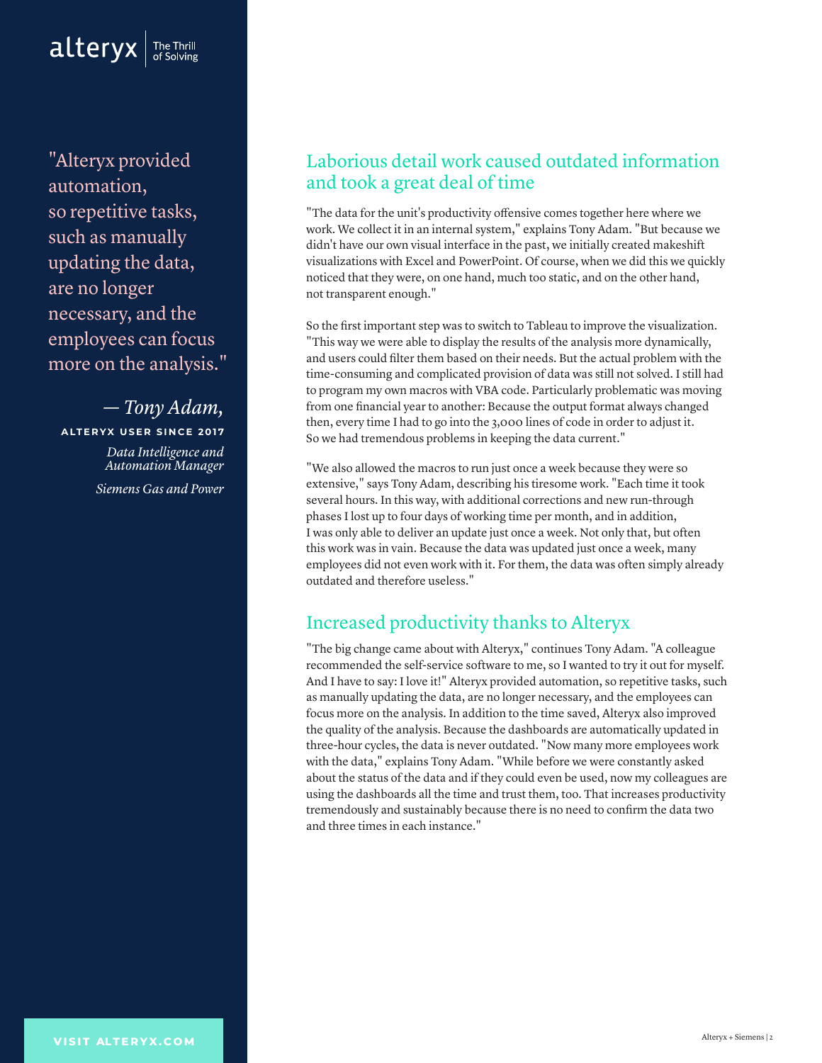"Alteryx provided automation, so repetitive tasks, such as manually updating the data, are no longer necessary, and the employees can focus more on the analysis."

*— Tony Adam,*

**ALTERYX USER SINCE 2017**

*Data Intelligence and Automation Manager*

*Siemens Gas and Power*

## Laborious detail work caused outdated information and took a great deal of time

"The data for the unit's productivity offensive comes together here where we work. We collect it in an internal system," explains Tony Adam. "But because we didn't have our own visual interface in the past, we initially created makeshift visualizations with Excel and PowerPoint. Of course, when we did this we quickly noticed that they were, on one hand, much too static, and on the other hand, not transparent enough."

So the first important step was to switch to Tableau to improve the visualization. "This way we were able to display the results of the analysis more dynamically, and users could filter them based on their needs. But the actual problem with the time-consuming and complicated provision of data was still not solved. I still had to program my own macros with VBA code. Particularly problematic was moving from one financial year to another: Because the output format always changed then, every time I had to go into the 3,000 lines of code in order to adjust it. So we had tremendous problems in keeping the data current."

"We also allowed the macros to run just once a week because they were so extensive," says Tony Adam, describing his tiresome work. "Each time it took several hours. In this way, with additional corrections and new run-through phases I lost up to four days of working time per month, and in addition, I was only able to deliver an update just once a week. Not only that, but often this work was in vain. Because the data was updated just once a week, many employees did not even work with it. For them, the data was often simply already outdated and therefore useless."

## Increased productivity thanks to Alteryx

"The big change came about with Alteryx," continues Tony Adam. "A colleague recommended the self-service software to me, so I wanted to try it out for myself. And I have to say: I love it!" Alteryx provided automation, so repetitive tasks, such as manually updating the data, are no longer necessary, and the employees can focus more on the analysis. In addition to the time saved, Alteryx also improved the quality of the analysis. Because the dashboards are automatically updated in three-hour cycles, the data is never outdated. "Now many more employees work with the data," explains Tony Adam. "While before we were constantly asked about the status of the data and if they could even be used, now my colleagues are using the dashboards all the time and trust them, too. That increases productivity tremendously and sustainably because there is no need to confirm the data two and three times in each instance."

VISIT ALTERYX.COM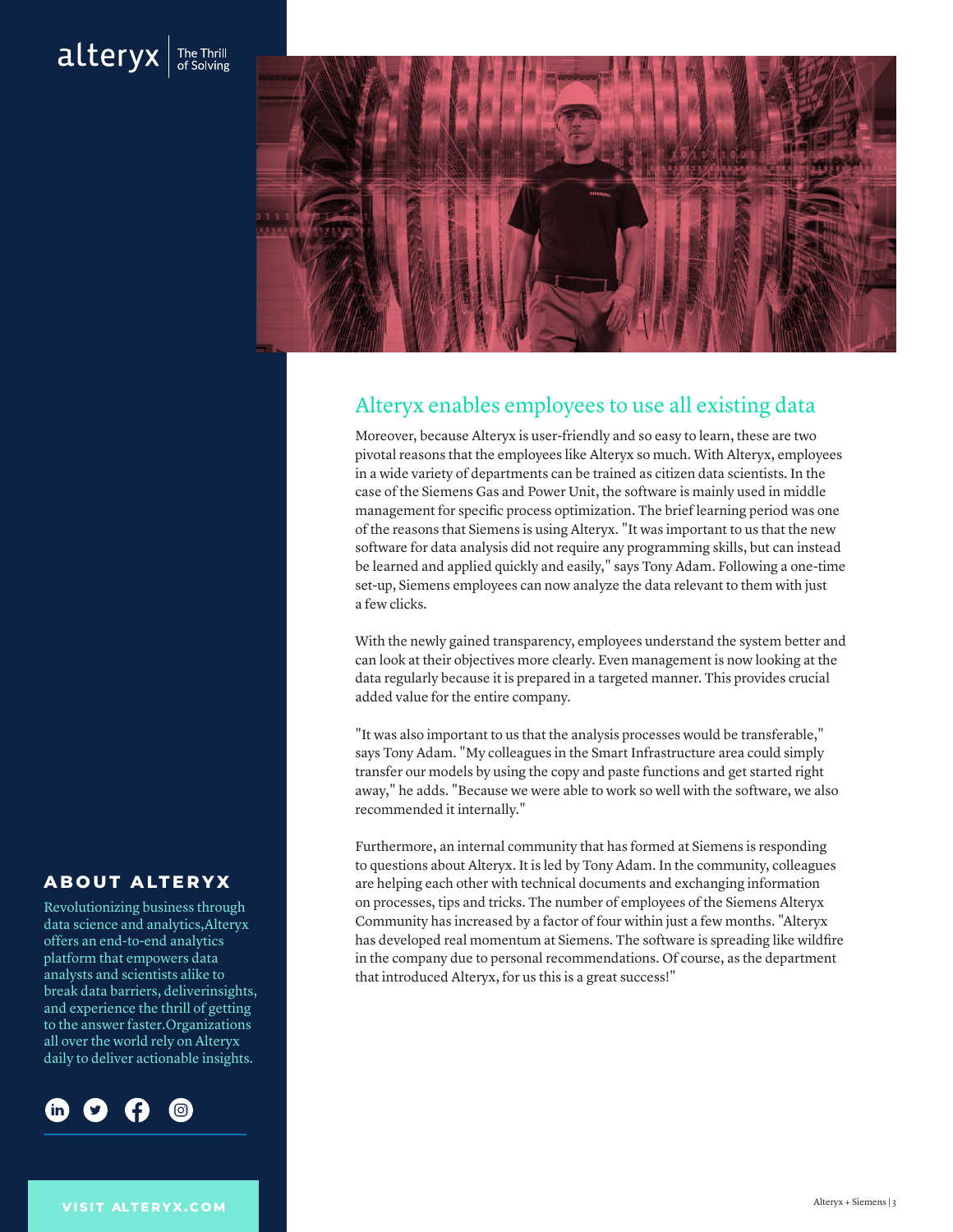alteryx | The Thrill of Solving

## Alteryx enables employees to use all existing data

Moreover, because Alteryx is user-friendly and so easy to learn, these are two pivotal reasons that the employees like Alteryx so much. With Alteryx, employees in a wide variety of departments can be trained as citizen data scientists. In the case of the Siemens Gas and Power Unit, the software is mainly used in middle management for specific process optimization. The brief learning period was one of the reasons that Siemens is using Alteryx. "It was important to us that the new software for data analysis did not require any programming skills, but can instead be learned and applied quickly and easily," says Tony Adam. Following a one-time set-up, Siemens employees can now analyze the data relevant to them with just a few clicks.

With the newly gained transparency, employees understand the system better and can look at their objectives more clearly. Even management is now looking at the data regularly because it is prepared in a targeted manner. This provides crucial added value for the entire company.

"It was also important to us that the analysis processes would be transferable," says Tony Adam. "My colleagues in the Smart Infrastructure area could simply transfer our models by using the copy and paste functions and get started right away," he adds. "Because we were able to work so well with the software, we also recommended it internally."

Furthermore, an internal community that has formed at Siemens is responding to questions about Alteryx. It is led by Tony Adam. In the community, colleagues are helping each other with technical documents and exchanging information on processes, tips and tricks. The number of employees of the Siemens Alteryx Community has increased by a factor of four within just a few months. "Alteryx has developed real momentum at Siemens. The software is spreading like wildfire in the company due to personal recommendations. Of course, as the department that introduced Alteryx, for us this is a great success!"

### ABOUT ALTERYX

Revolutionizing business through data science and analytics,Alteryx offers an end-to-end analytics platform that empowers data analysts and scientists alike to break data barriers, deliverinsights, and experience the thrill of getting to the answer faster.Organizations all over the world rely on Alteryx daily to deliver actionable insights.

VISIT ALTERYX.COM